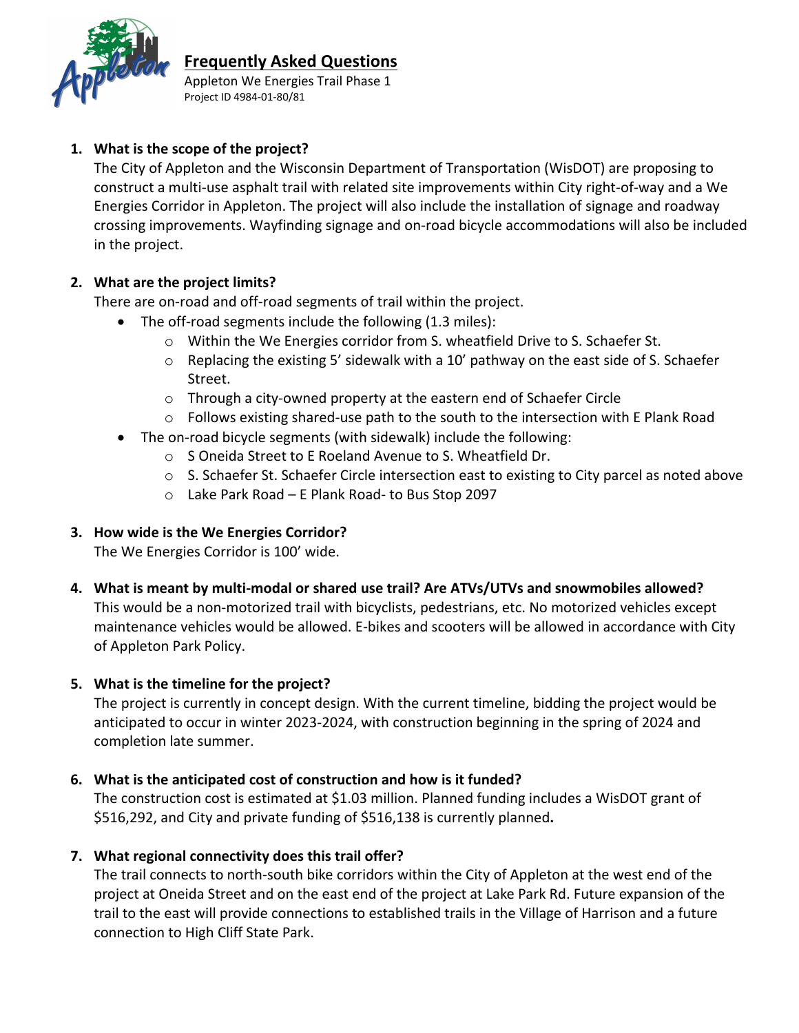# Frequently Asked Questions

Appleton We Energies Trail Phase 1
Project ID 4984-01-80/81

1. **What is the scope of the project?**
   The City of Appleton and the Wisconsin Department of Transportation (WisDOT) are proposing to construct a multi-use asphalt trail with related site improvements within City right-of-way and a We Energies Corridor in Appleton. The project will also include the installation of signage and roadway crossing improvements. Wayfinding signage and on-road bicycle accommodations will also be included in the project.

2. **What are the project limits?**
   There are on-road and off-road segments of trail within the project.
   - The off-road segments include the following (1.3 miles):
     - Within the We Energies corridor from S. wheatfield Drive to S. Schaefer St.
     - Replacing the existing 5' sidewalk with a 10' pathway on the east side of S. Schaefer Street.
     - Through a city-owned property at the eastern end of Schaefer Circle
     - Follows existing shared-use path to the south to the intersection with E Plank Road
   - The on-road bicycle segments (with sidewalk) include the following:
     - S Oneida Street to E Roeland Avenue to S. Wheatfield Dr.
     - S. Schaefer St. Schaefer Circle intersection east to existing to City parcel as noted above
     - Lake Park Road – E Plank Road- to Bus Stop 2097

3. **How wide is the We Energies Corridor?**
   The We Energies Corridor is 100' wide.

4. **What is meant by multi-modal or shared use trail? Are ATVs/UTVs and snowmobiles allowed?**
   This would be a non-motorized trail with bicyclists, pedestrians, etc. No motorized vehicles except maintenance vehicles would be allowed. E-bikes and scooters will be allowed in accordance with City of Appleton Park Policy.

5. **What is the timeline for the project?**
   The project is currently in concept design. With the current timeline, bidding the project would be anticipated to occur in winter 2023-2024, with construction beginning in the spring of 2024 and completion late summer.

6. **What is the anticipated cost of construction and how is it funded?**
   The construction cost is estimated at $1.03 million. Planned funding includes a WisDOT grant of $516,292, and City and private funding of $516,138 is currently planned**.**

7. **What regional connectivity does this trail offer?**
   The trail connects to north-south bike corridors within the City of Appleton at the west end of the project at Oneida Street and on the east end of the project at Lake Park Rd. Future expansion of the trail to the east will provide connections to established trails in the Village of Harrison and a future connection to High Cliff State Park.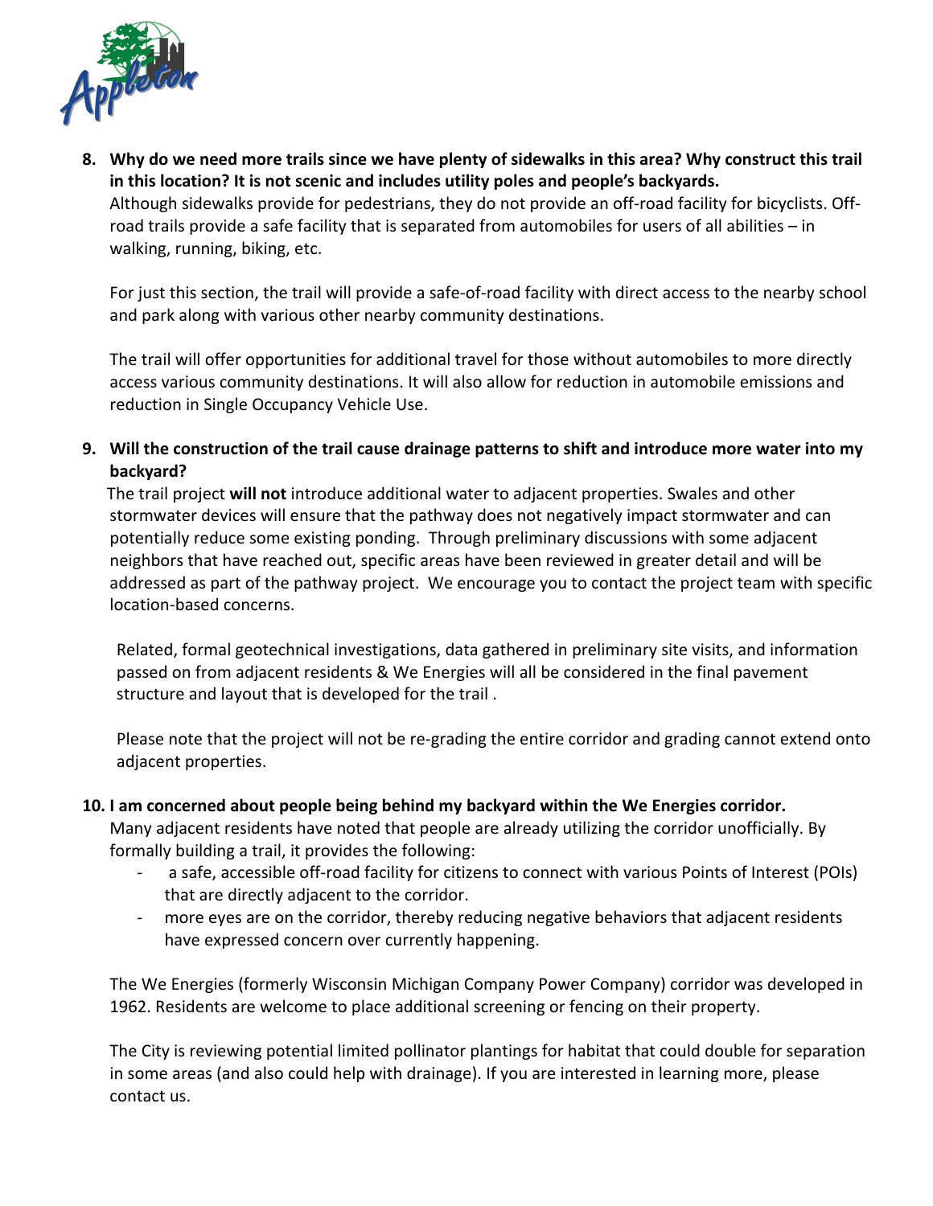8. **Why do we need more trails since we have plenty of sidewalks in this area? Why construct this trail in this location? It is not scenic and includes utility poles and people's backyards.**

   Although sidewalks provide for pedestrians, they do not provide an off-road facility for bicyclists. Off-road trails provide a safe facility that is separated from automobiles for users of all abilities – in walking, running, biking, etc.

   For just this section, the trail will provide a safe-of-road facility with direct access to the nearby school and park along with various other nearby community destinations.

   The trail will offer opportunities for additional travel for those without automobiles to more directly access various community destinations. It will also allow for reduction in automobile emissions and reduction in Single Occupancy Vehicle Use.

9. **Will the construction of the trail cause drainage patterns to shift and introduce more water into my backyard?**

   The trail project **will not** introduce additional water to adjacent properties. Swales and other stormwater devices will ensure that the pathway does not negatively impact stormwater and can potentially reduce some existing ponding. Through preliminary discussions with some adjacent neighbors that have reached out, specific areas have been reviewed in greater detail and will be addressed as part of the pathway project. We encourage you to contact the project team with specific location-based concerns.

   Related, formal geotechnical investigations, data gathered in preliminary site visits, and information passed on from adjacent residents & We Energies will all be considered in the final pavement structure and layout that is developed for the trail .

   Please note that the project will not be re-grading the entire corridor and grading cannot extend onto adjacent properties.

10. **I am concerned about people being behind my backyard within the We Energies corridor.**

    Many adjacent residents have noted that people are already utilizing the corridor unofficially. By formally building a trail, it provides the following:

    - a safe, accessible off-road facility for citizens to connect with various Points of Interest (POIs) that are directly adjacent to the corridor.
    - more eyes are on the corridor, thereby reducing negative behaviors that adjacent residents have expressed concern over currently happening.

    The We Energies (formerly Wisconsin Michigan Company Power Company) corridor was developed in 1962. Residents are welcome to place additional screening or fencing on their property.

    The City is reviewing potential limited pollinator plantings for habitat that could double for separation in some areas (and also could help with drainage). If you are interested in learning more, please contact us.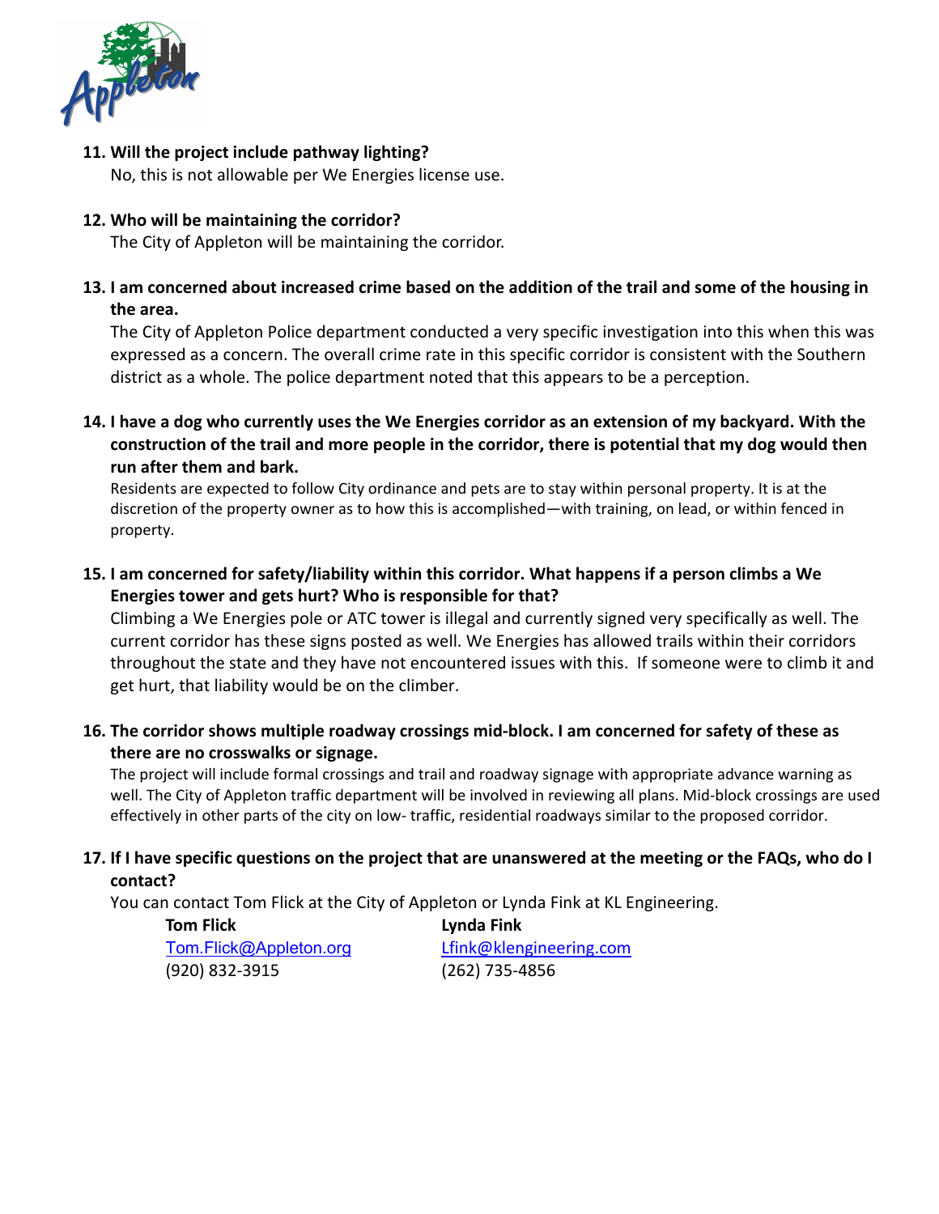**11. Will the project include pathway lighting?**

No, this is not allowable per We Energies license use.

**12. Who will be maintaining the corridor?**

The City of Appleton will be maintaining the corridor.

**13. I am concerned about increased crime based on the addition of the trail and some of the housing in the area.**

The City of Appleton Police department conducted a very specific investigation into this when this was expressed as a concern. The overall crime rate in this specific corridor is consistent with the Southern district as a whole. The police department noted that this appears to be a perception.

**14. I have a dog who currently uses the We Energies corridor as an extension of my backyard. With the construction of the trail and more people in the corridor, there is potential that my dog would then run after them and bark.**

Residents are expected to follow City ordinance and pets are to stay within personal property. It is at the discretion of the property owner as to how this is accomplished—with training, on lead, or within fenced in property.

**15. I am concerned for safety/liability within this corridor. What happens if a person climbs a We Energies tower and gets hurt? Who is responsible for that?**

Climbing a We Energies pole or ATC tower is illegal and currently signed very specifically as well. The current corridor has these signs posted as well. We Energies has allowed trails within their corridors throughout the state and they have not encountered issues with this. If someone were to climb it and get hurt, that liability would be on the climber.

**16. The corridor shows multiple roadway crossings mid-block. I am concerned for safety of these as there are no crosswalks or signage.**

The project will include formal crossings and trail and roadway signage with appropriate advance warning as well. The City of Appleton traffic department will be involved in reviewing all plans. Mid-block crossings are used effectively in other parts of the city on low- traffic, residential roadways similar to the proposed corridor.

**17. If I have specific questions on the project that are unanswered at the meeting or the FAQs, who do I contact?**

You can contact Tom Flick at the City of Appleton or Lynda Fink at KL Engineering.

| **Tom Flick** | **Lynda Fink** |
|---|---|
| Tom.Flick@Appleton.org | Lfink@klengineering.com |
| (920) 832-3915 | (262) 735-4856 |